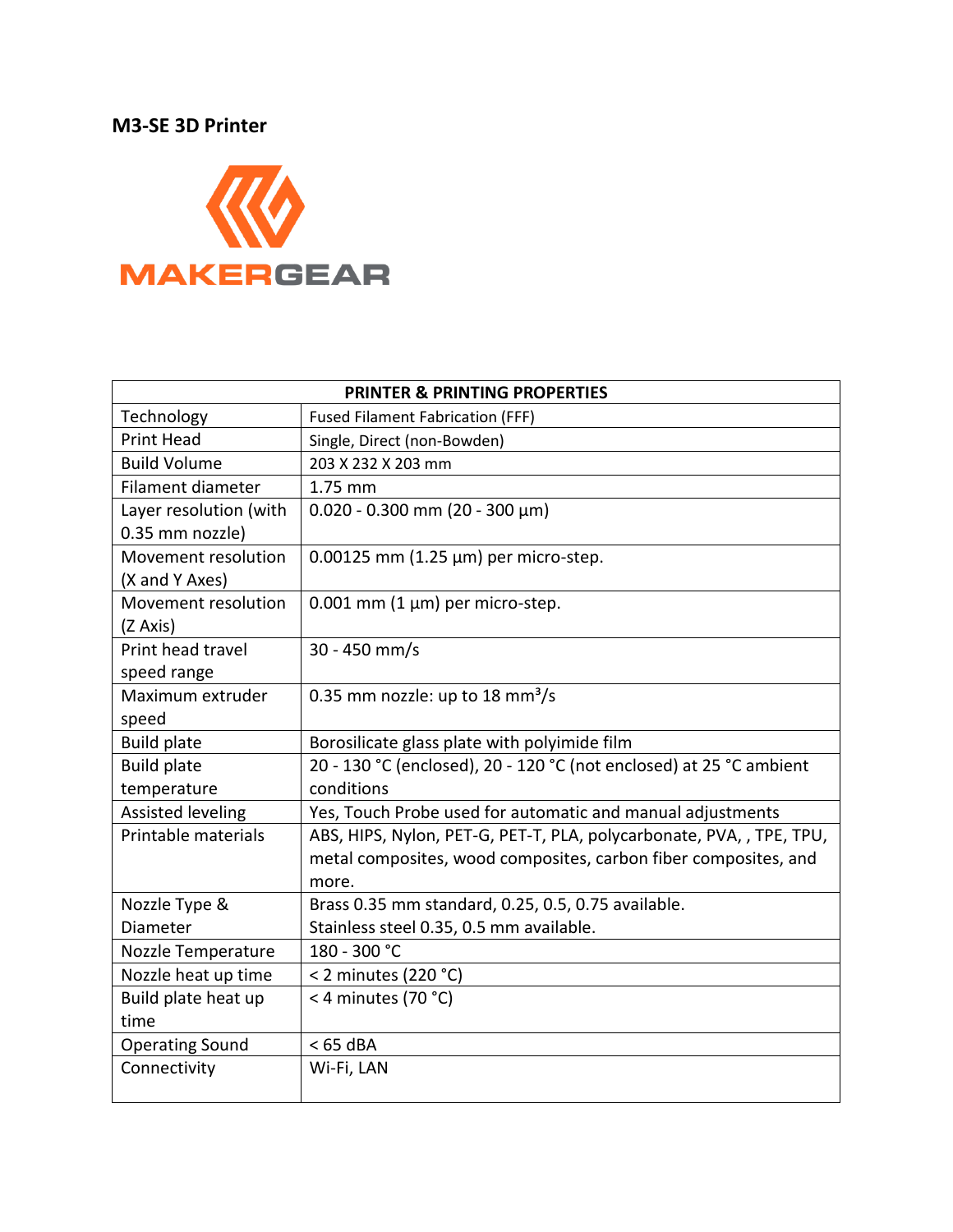**M3-SE 3D Printer**

MAKERGEAR

| PRINTER & PRINTING PROPERTIES | |
|---|---|
| Technology | Fused Filament Fabrication (FFF) |
| Print Head | Single, Direct (non-Bowden) |
| Build Volume | 203 X 232 X 203 mm |
| Filament diameter | 1.75 mm |
| Layer resolution (with 0.35 mm nozzle) | 0.020 - 0.300 mm (20 - 300 µm) |
| Movement resolution (X and Y Axes) | 0.00125 mm (1.25 µm) per micro-step. |
| Movement resolution (Z Axis) | 0.001 mm (1 µm) per micro-step. |
| Print head travel speed range | 30 - 450 mm/s |
| Maximum extruder speed | 0.35 mm nozzle: up to 18 mm³/s |
| Build plate | Borosilicate glass plate with polyimide film |
| Build plate temperature | 20 - 130 °C (enclosed), 20 - 120 °C (not enclosed) at 25 °C ambient conditions |
| Assisted leveling | Yes, Touch Probe used for automatic and manual adjustments |
| Printable materials | ABS, HIPS, Nylon, PET-G, PET-T, PLA, polycarbonate, PVA, , TPE, TPU, metal composites, wood composites, carbon fiber composites, and more. |
| Nozzle Type & Diameter | Brass 0.35 mm standard, 0.25, 0.5, 0.75 available.<br>Stainless steel 0.35, 0.5 mm available. |
| Nozzle Temperature | 180 - 300 °C |
| Nozzle heat up time | < 2 minutes (220 °C) |
| Build plate heat up time | < 4 minutes (70 °C) |
| Operating Sound | < 65 dBA |
| Connectivity | Wi-Fi, LAN |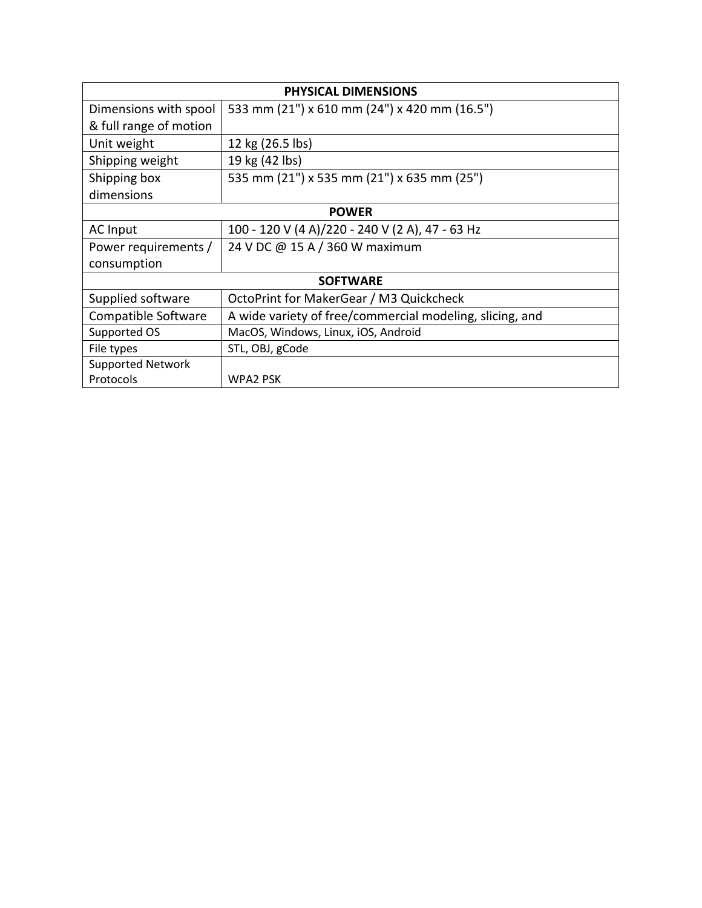| | |
|---|---|
| **PHYSICAL DIMENSIONS** | |
| Dimensions with spool & full range of motion | 533 mm (21") x 610 mm (24") x 420 mm (16.5") |
| Unit weight | 12 kg (26.5 lbs) |
| Shipping weight | 19 kg (42 lbs) |
| Shipping box dimensions | 535 mm (21") x 535 mm (21") x 635 mm (25") |
| **POWER** | |
| AC Input | 100 - 120 V (4 A)/220 - 240 V (2 A), 47 - 63 Hz |
| Power requirements / consumption | 24 V DC @ 15 A / 360 W maximum |
| **SOFTWARE** | |
| Supplied software | OctoPrint for MakerGear / M3 Quickcheck |
| Compatible Software | A wide variety of free/commercial modeling, slicing, and |
| Supported OS | MacOS, Windows, Linux, iOS, Android |
| File types | STL, OBJ, gCode |
| Supported Network Protocols | WPA2 PSK |